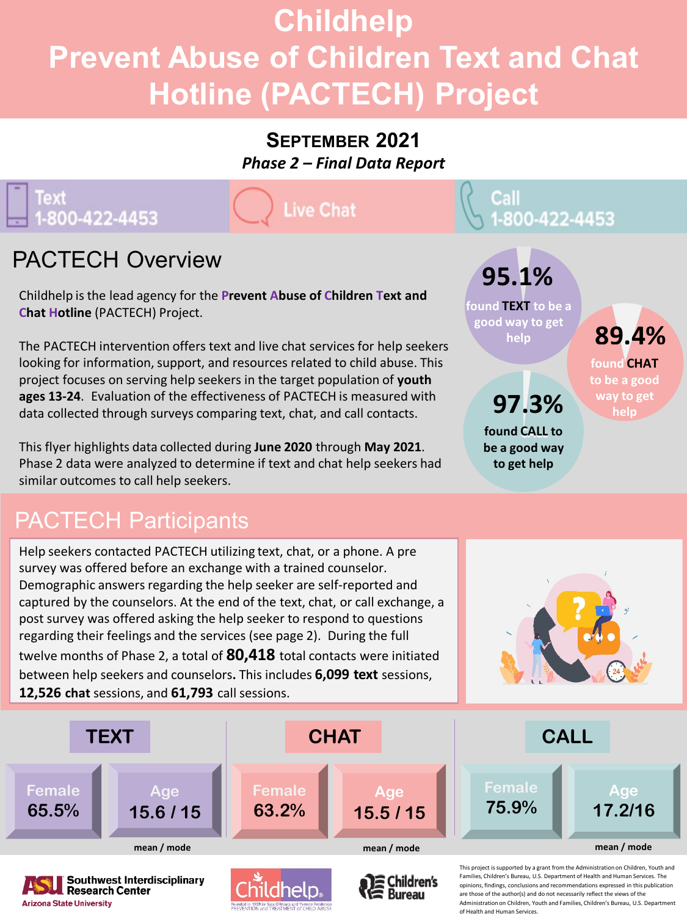# Childhelp Prevent Abuse of Children Text and Chat Hotline (PACTECH) Project

**SEPTEMBER 2021**

***Phase 2 – Final Data Report***

Text 1-800-422-4453 | Live Chat | Call 1-800-422-4453

## PACTECH Overview

Childhelp is the lead agency for the **Prevent Abuse of Children Text and Chat Hotline** (PACTECH) Project.

The PACTECH intervention offers text and live chat services for help seekers looking for information, support, and resources related to child abuse. This project focuses on serving help seekers in the target population of **youth ages 13-24**. Evaluation of the effectiveness of PACTECH is measured with data collected through surveys comparing text, chat, and call contacts.

This flyer highlights data collected during **June 2020** through **May 2021**. Phase 2 data were analyzed to determine if text and chat help seekers had similar outcomes to call help seekers.

**95.1%** found **TEXT** to be a good way to get help

**89.4%** found **CHAT** to be a good way to get help

**97.3%** found **CALL** to be a good way to get help

## PACTECH Participants

Help seekers contacted PACTECH utilizing text, chat, or a phone. A pre survey was offered before an exchange with a trained counselor. Demographic answers regarding the help seeker are self-reported and captured by the counselors. At the end of the text, chat, or call exchange, a post survey was offered asking the help seeker to respond to questions regarding their feelings and the services (see page 2). During the full twelve months of Phase 2, a total of **80,418** total contacts were initiated between help seekers and counselors**.** This includes **6,099 text** sessions, **12,526 chat** sessions, and **61,793** call sessions.

| | Female | Age (mean / mode) |
|---|---|---|
| TEXT | 65.5% | 15.6 / 15 |
| CHAT | 63.2% | 15.5 / 15 |
| CALL | 75.9% | 17.2/16 |

Southwest Interdisciplinary Research Center, Arizona State University | Childhelp | Children's Bureau

This project is supported by a grant from the Administration on Children, Youth and Families, Children's Bureau, U.S. Department of Health and Human Services. The opinions, findings, conclusions and recommendations expressed in this publication are those of the author(s) and do not necessarily reflect the views of the Administration on Children, Youth and Families, Children's Bureau, U.S. Department of Health and Human Services.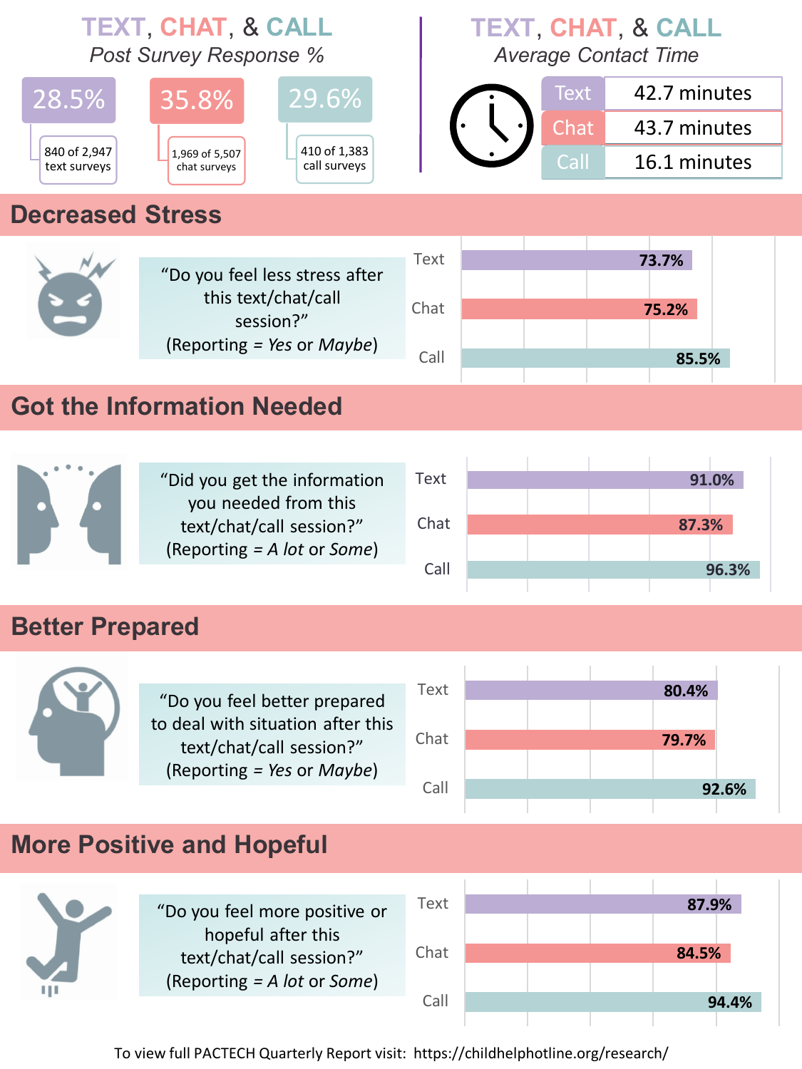## TEXT, CHAT, & CALL

*Post Survey Response %*

28.5%
840 of 2,947 text surveys

35.8%
1,969 of 5,507 chat surveys

29.6%
410 of 1,383 call surveys

## TEXT, CHAT, & CALL

*Average Contact Time*

| | |
|---|---|
| Text | 42.7 minutes |
| Chat | 43.7 minutes |
| Call | 16.1 minutes |

## Decreased Stress

"Do you feel less stress after this text/chat/call session?"
(Reporting = *Yes* or *Maybe*)

Text 73.7%
Chat 75.2%
Call 85.5%

## Got the Information Needed

"Did you get the information you needed from this text/chat/call session?"
(Reporting = *A lot* or *Some*)

Text 91.0%
Chat 87.3%
Call 96.3%

## Better Prepared

"Do you feel better prepared to deal with situation after this text/chat/call session?"
(Reporting = *Yes* or *Maybe*)

Text 80.4%
Chat 79.7%
Call 92.6%

## More Positive and Hopeful

"Do you feel more positive or hopeful after this text/chat/call session?"
(Reporting = *A lot* or *Some*)

Text 87.9%
Chat 84.5%
Call 94.4%

To view full PACTECH Quarterly Report visit: https://childhelphotline.org/research/